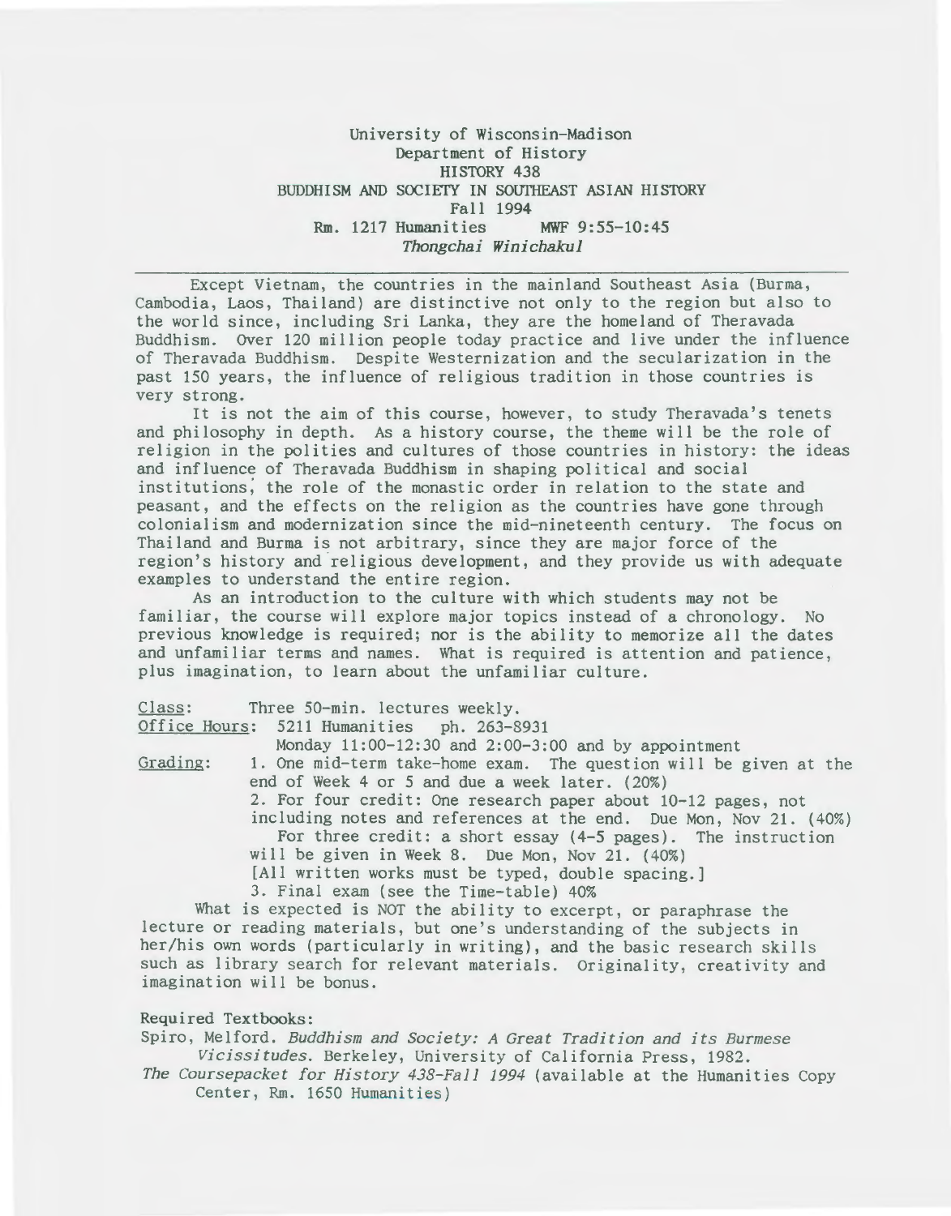University of Wisconsin-Madison
Department of History
HISTORY 438
BUDDHISM AND SOCIETY IN SOUTHEAST ASIAN HISTORY
Fall 1994
Rm. 1217 Humanities MWF 9:55-10:45
*Thongchai Winichakul*

---

Except Vietnam, the countries in the mainland Southeast Asia (Burma, Cambodia, Laos, Thailand) are distinctive not only to the region but also to the world since, including Sri Lanka, they are the homeland of Theravada Buddhism. Over 120 million people today practice and live under the influence of Theravada Buddhism. Despite Westernization and the secularization in the past 150 years, the influence of religious tradition in those countries is very strong.

It is not the aim of this course, however, to study Theravada's tenets and philosophy in depth. As a history course, the theme will be the role of religion in the polities and cultures of those countries in history: the ideas and influence of Theravada Buddhism in shaping political and social institutions, the role of the monastic order in relation to the state and peasant, and the effects on the religion as the countries have gone through colonialism and modernization since the mid-nineteenth century. The focus on Thailand and Burma is not arbitrary, since they are major force of the region's history and religious development, and they provide us with adequate examples to understand the entire region.

As an introduction to the culture with which students may not be familiar, the course will explore major topics instead of a chronology. No previous knowledge is required; nor is the ability to memorize all the dates and unfamiliar terms and names. What is required is attention and patience, plus imagination, to learn about the unfamiliar culture.

Class: Three 50-min. lectures weekly.

Office Hours: 5211 Humanities ph. 263-8931
Monday 11:00-12:30 and 2:00-3:00 and by appointment

Grading:
1. One mid-term take-home exam. The question will be given at the end of Week 4 or 5 and due a week later. (20%)
2. For four credit: One research paper about 10-12 pages, not including notes and references at the end. Due Mon, Nov 21. (40%)
For three credit: a short essay (4-5 pages). The instruction will be given in Week 8. Due Mon, Nov 21. (40%)
[All written works must be typed, double spacing.]
3. Final exam (see the Time-table) 40%

What is expected is NOT the ability to excerpt, or paraphrase the lecture or reading materials, but one's understanding of the subjects in her/his own words (particularly in writing), and the basic research skills such as library search for relevant materials. Originality, creativity and imagination will be bonus.

Required Textbooks:

Spiro, Melford. *Buddhism and Society: A Great Tradition and its Burmese Vicissitudes*. Berkeley, University of California Press, 1982.

*The Coursepacket for History 438-Fall 1994* (available at the Humanities Copy Center, Rm. 1650 Humanities)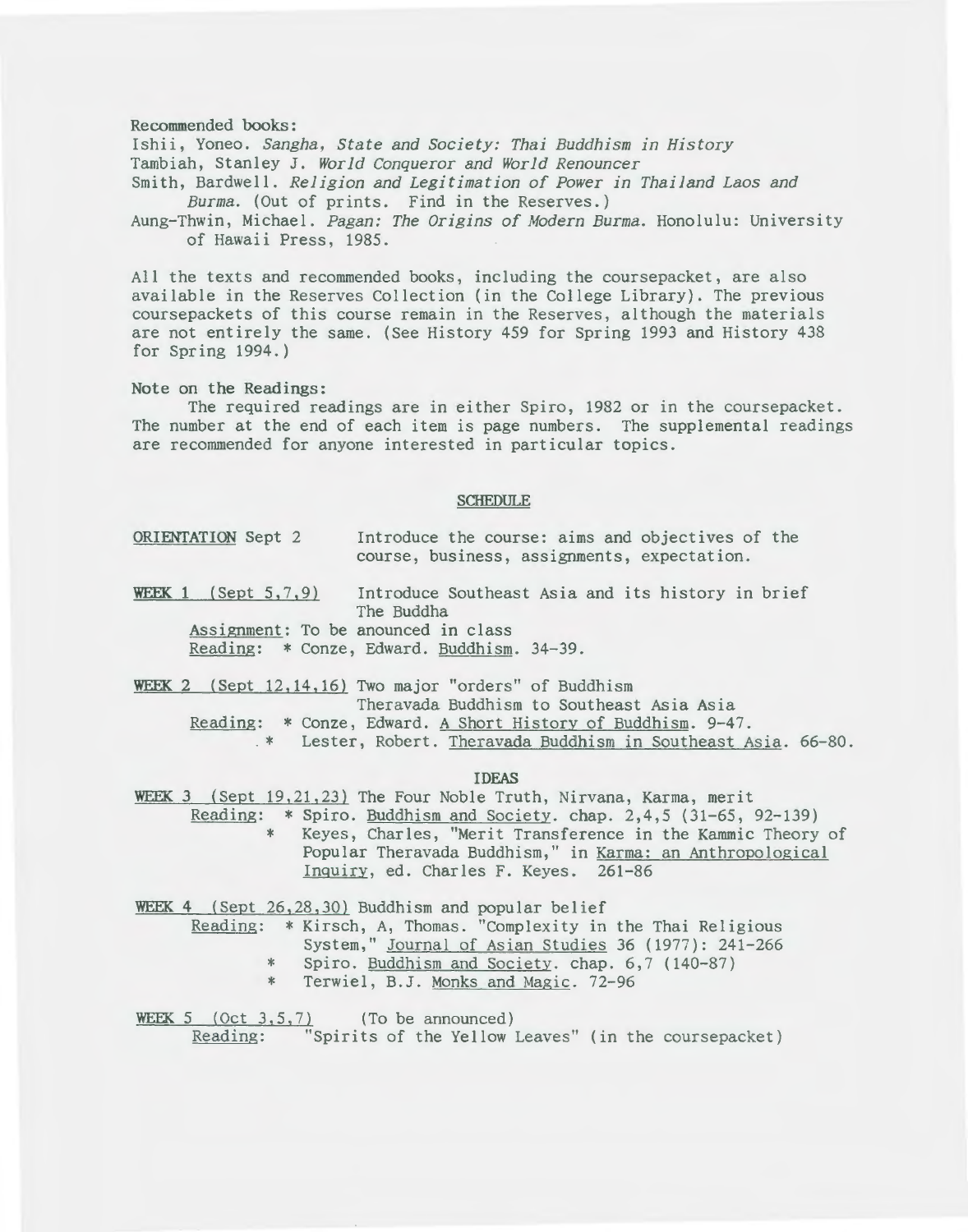Recommended books:

Ishii, Yoneo. *Sangha, State and Society: Thai Buddhism in History*

Tambiah, Stanley J. *World Conqueror and World Renouncer*

Smith, Bardwell. *Religion and Legitimation of Power in Thailand Laos and Burma.* (Out of prints. Find in the Reserves.)

Aung-Thwin, Michael. *Pagan: The Origins of Modern Burma.* Honolulu: University of Hawaii Press, 1985.

All the texts and recommended books, including the coursepacket, are also available in the Reserves Collection (in the College Library). The previous coursepackets of this course remain in the Reserves, although the materials are not entirely the same. (See History 459 for Spring 1993 and History 438 for Spring 1994.)

Note on the Readings:

The required readings are in either Spiro, 1982 or in the coursepacket. The number at the end of each item is page numbers. The supplemental readings are recommended for anyone interested in particular topics.

## SCHEDULE

ORIENTATION Sept 2 — Introduce the course: aims and objectives of the course, business, assignments, expectation.

WEEK 1 (Sept 5,7,9) — Introduce Southeast Asia and its history in brief
The Buddha

Assignment: To be anounced in class

Reading: * Conze, Edward. Buddhism. 34-39.

WEEK 2 (Sept 12,14,16) Two major "orders" of Buddhism
Theravada Buddhism to Southeast Asia Asia

Reading: * Conze, Edward. A Short History of Buddhism. 9-47.
* Lester, Robert. Theravada Buddhism in Southeast Asia. 66-80.

### IDEAS

WEEK 3 (Sept 19,21,23) The Four Noble Truth, Nirvana, Karma, merit

Reading: * Spiro. Buddhism and Society. chap. 2,4,5 (31-65, 92-139)
* Keyes, Charles, "Merit Transference in the Kammic Theory of Popular Theravada Buddhism," in Karma: an Anthropological Inquiry, ed. Charles F. Keyes. 261-86

WEEK 4 (Sept 26,28,30) Buddhism and popular belief

Reading: * Kirsch, A, Thomas. "Complexity in the Thai Religious System," Journal of Asian Studies 36 (1977): 241-266
* Spiro. Buddhism and Society. chap. 6,7 (140-87)
* Terwiel, B.J. Monks and Magic. 72-96

WEEK 5 (Oct 3,5,7) (To be announced)

Reading: "Spirits of the Yellow Leaves" (in the coursepacket)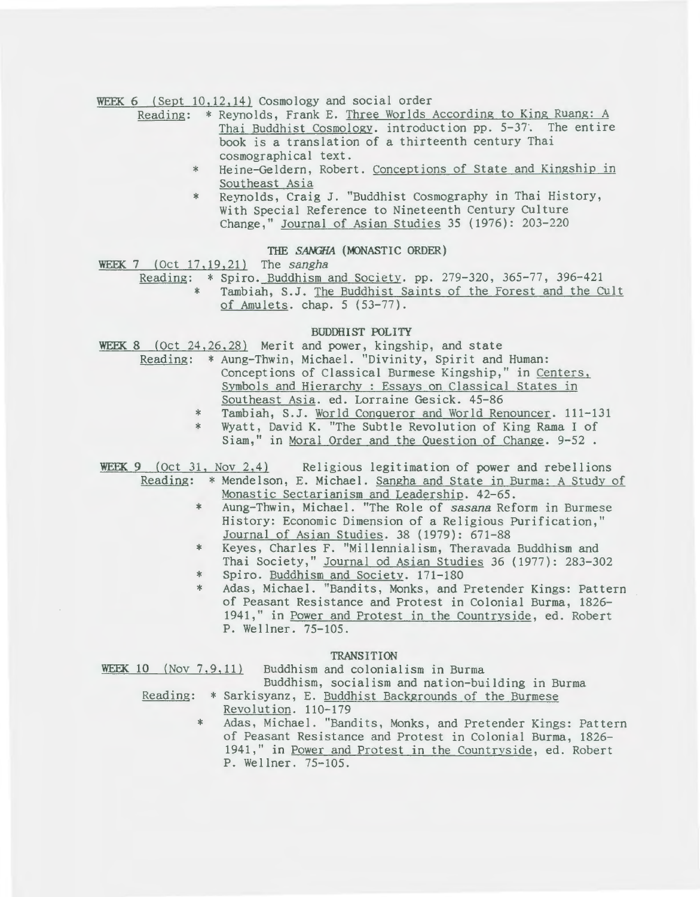WEEK 6 (Sept 10,12,14) Cosmology and social order

Reading: * Reynolds, Frank E. Three Worlds According to King Ruang: A Thai Buddhist Cosmology. introduction pp. 5-37. The entire book is a translation of a thirteenth century Thai cosmographical text.

* Heine-Geldern, Robert. Conceptions of State and Kingship in Southeast Asia
* Reynolds, Craig J. "Buddhist Cosmography in Thai History, With Special Reference to Nineteenth Century Culture Change," Journal of Asian Studies 35 (1976): 203-220

## THE *SANGHA* (MONASTIC ORDER)

WEEK 7 (Oct 17,19,21) The *sangha*

Reading: * Spiro. Buddhism and Society. pp. 279-320, 365-77, 396-421

* Tambiah, S.J. The Buddhist Saints of the Forest and the Cult of Amulets. chap. 5 (53-77).

## BUDDHIST POLITY

WEEK 8 (Oct 24,26,28) Merit and power, kingship, and state

Reading: * Aung-Thwin, Michael. "Divinity, Spirit and Human: Conceptions of Classical Burmese Kingship," in Centers, Symbols and Hierarchy : Essays on Classical States in Southeast Asia. ed. Lorraine Gesick. 45-86

* Tambiah, S.J. World Conqueror and World Renouncer. 111-131
* Wyatt, David K. "The Subtle Revolution of King Rama I of Siam," in Moral Order and the Question of Change. 9-52 .

WEEK 9 (Oct 31, Nov 2,4) Religious legitimation of power and rebellions

Reading: * Mendelson, E. Michael. Sangha and State in Burma: A Study of Monastic Sectarianism and Leadership. 42-65.

* Aung-Thwin, Michael. "The Role of *sasana* Reform in Burmese History: Economic Dimension of a Religious Purification," Journal of Asian Studies. 38 (1979): 671-88
* Keyes, Charles F. "Millennialism, Theravada Buddhism and Thai Society," Journal od Asian Studies 36 (1977): 283-302
* Spiro. Buddhism and Society. 171-180
* Adas, Michael. "Bandits, Monks, and Pretender Kings: Pattern of Peasant Resistance and Protest in Colonial Burma, 1826-1941," in Power and Protest in the Countryside, ed. Robert P. Wellner. 75-105.

## TRANSITION

WEEK 10 (Nov 7,9,11) Buddhism and colonialism in Burma
Buddhism, socialism and nation-building in Burma

Reading: * Sarkisyanz, E. Buddhist Backgrounds of the Burmese Revolution. 110-179

* Adas, Michael. "Bandits, Monks, and Pretender Kings: Pattern of Peasant Resistance and Protest in Colonial Burma, 1826-1941," in Power and Protest in the Countryside, ed. Robert P. Wellner. 75-105.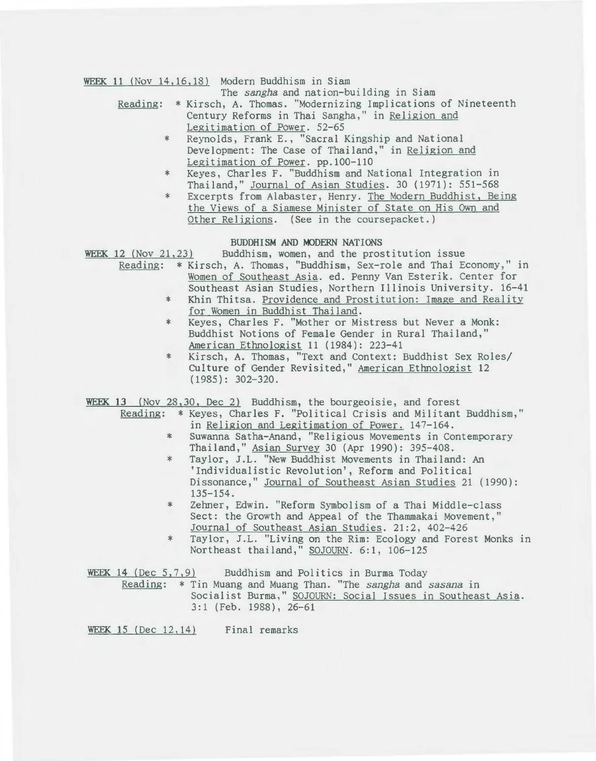WEEK 11 (Nov 14,16,18) Modern Buddhism in Siam

The *sangha* and nation-building in Siam

Reading:

* Kirsch, A. Thomas. "Modernizing Implications of Nineteenth Century Reforms in Thai Sangha," in Religion and Legitimation of Power. 52-65
* Reynolds, Frank E., "Sacral Kingship and National Development: The Case of Thailand," in Religion and Legitimation of Power. pp.100-110
* Keyes, Charles F. "Buddhism and National Integration in Thailand," Journal of Asian Studies. 30 (1971): 551-568
* Excerpts from Alabaster, Henry. The Modern Buddhist, Being the Views of a Siamese Minister of State on His Own and Other Religions. (See in the coursepacket.)

## BUDDHISM AND MODERN NATIONS

WEEK 12 (Nov 21,23) Buddhism, women, and the prostitution issue

Reading:

* Kirsch, A. Thomas, "Buddhism, Sex-role and Thai Economy," in Women of Southeast Asia. ed. Penny Van Esterik. Center for Southeast Asian Studies, Northern Illinois University. 16-41
* Khin Thitsa. Providence and Prostitution: Image and Reality for Women in Buddhist Thailand.
* Keyes, Charles F. "Mother or Mistress but Never a Monk: Buddhist Notions of Female Gender in Rural Thailand," American Ethnologist 11 (1984): 223-41
* Kirsch, A. Thomas, "Text and Context: Buddhist Sex Roles/ Culture of Gender Revisited," American Ethnologist 12 (1985): 302-320.

WEEK 13 (Nov 28,30, Dec 2) Buddhism, the bourgeoisie, and forest

Reading:

* Keyes, Charles F. "Political Crisis and Militant Buddhism," in Religion and Legitimation of Power. 147-164.
* Suwanna Satha-Anand, "Religious Movements in Contemporary Thailand," Asian Survey 30 (Apr 1990): 395-408.
* Taylor, J.L. "New Buddhist Movements in Thailand: An 'Individualistic Revolution', Reform and Political Dissonance," Journal of Southeast Asian Studies 21 (1990): 135-154.
* Zehner, Edwin. "Reform Symbolism of a Thai Middle-class Sect: the Growth and Appeal of the Thammakai Movement," Journal of Southeast Asian Studies. 21:2, 402-426
* Taylor, J.L. "Living on the Rim: Ecology and Forest Monks in Northeast thailand," SOJOURN. 6:1, 106-125

WEEK 14 (Dec 5,7,9) Buddhism and Politics in Burma Today

Reading:

* Tin Muang and Muang Than. "The *sangha* and *sasana* in Socialist Burma," SOJOURN: Social Issues in Southeast Asia. 3:1 (Feb. 1988), 26-61

WEEK 15 (Dec 12,14) Final remarks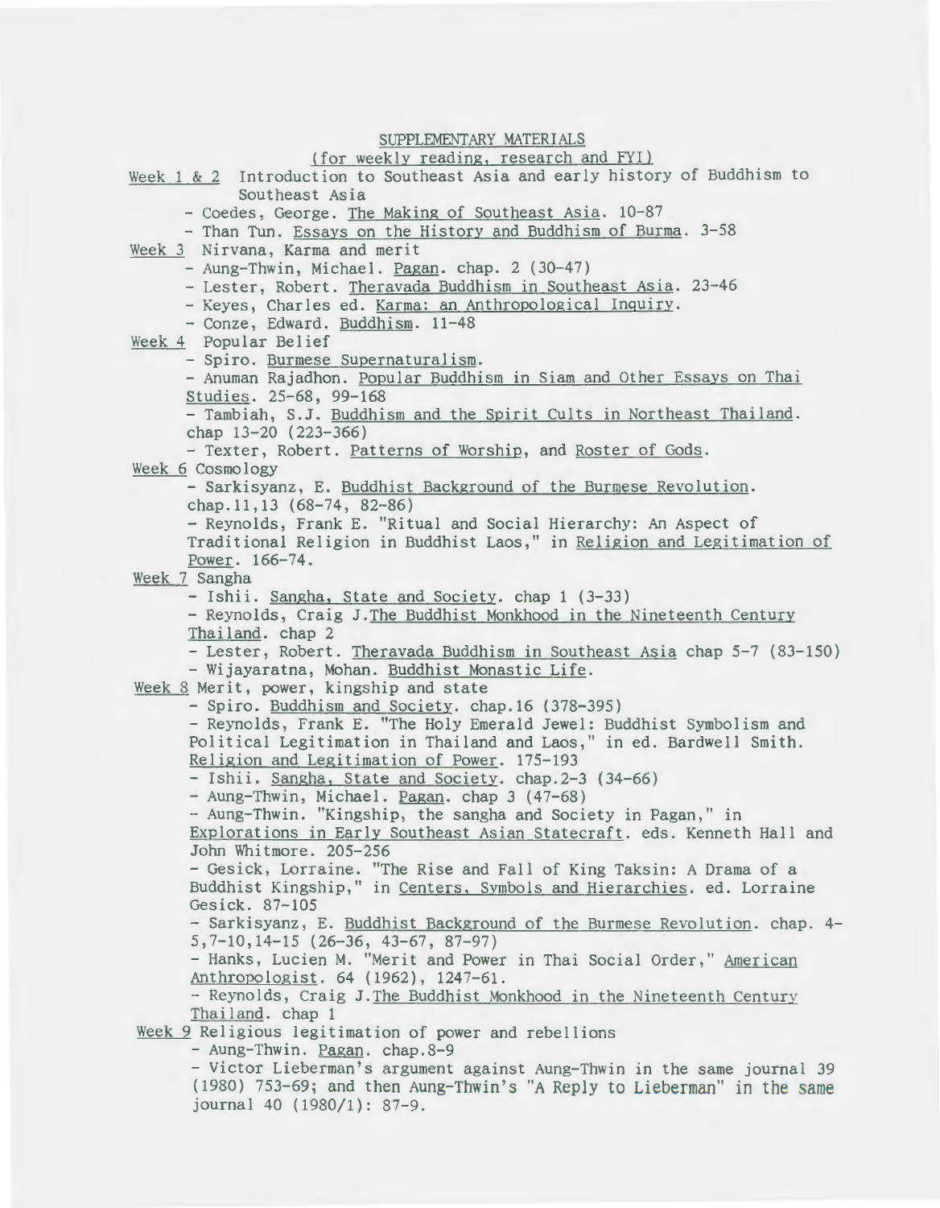## SUPPLEMENTARY MATERIALS

(for weekly reading, research and FYI)

Week 1 & 2 Introduction to Southeast Asia and early history of Buddhism to Southeast Asia

- Coedes, George. The Making of Southeast Asia. 10-87
- Than Tun. Essays on the History and Buddhism of Burma. 3-58

Week 3 Nirvana, Karma and merit

- Aung-Thwin, Michael. Pagan. chap. 2 (30-47)
- Lester, Robert. Theravada Buddhism in Southeast Asia. 23-46
- Keyes, Charles ed. Karma: an Anthropological Inquiry.
- Conze, Edward. Buddhism. 11-48

Week 4 Popular Belief

- Spiro. Burmese Supernaturalism.
- Anuman Rajadhon. Popular Buddhism in Siam and Other Essays on Thai Studies. 25-68, 99-168
- Tambiah, S.J. Buddhism and the Spirit Cults in Northeast Thailand. chap 13-20 (223-366)
- Texter, Robert. Patterns of Worship, and Roster of Gods.

Week 6 Cosmology

- Sarkisyanz, E. Buddhist Background of the Burmese Revolution. chap.11,13 (68-74, 82-86)
- Reynolds, Frank E. "Ritual and Social Hierarchy: An Aspect of Traditional Religion in Buddhist Laos," in Religion and Legitimation of Power. 166-74.

Week 7 Sangha

- Ishii. Sangha, State and Society. chap 1 (3-33)
- Reynolds, Craig J.The Buddhist Monkhood in the Nineteenth Century Thailand. chap 2
- Lester, Robert. Theravada Buddhism in Southeast Asia chap 5-7 (83-150)
- Wijayaratna, Mohan. Buddhist Monastic Life.

Week 8 Merit, power, kingship and state

- Spiro. Buddhism and Society. chap.16 (378-395)
- Reynolds, Frank E. "The Holy Emerald Jewel: Buddhist Symbolism and Political Legitimation in Thailand and Laos," in ed. Bardwell Smith. Religion and Legitimation of Power. 175-193
- Ishii. Sangha, State and Society. chap.2-3 (34-66)
- Aung-Thwin, Michael. Pagan. chap 3 (47-68)
- Aung-Thwin. "Kingship, the sangha and Society in Pagan," in Explorations in Early Southeast Asian Statecraft. eds. Kenneth Hall and John Whitmore. 205-256
- Gesick, Lorraine. "The Rise and Fall of King Taksin: A Drama of a Buddhist Kingship," in Centers, Symbols and Hierarchies. ed. Lorraine Gesick. 87-105
- Sarkisyanz, E. Buddhist Background of the Burmese Revolution. chap. 4-5,7-10,14-15 (26-36, 43-67, 87-97)
- Hanks, Lucien M. "Merit and Power in Thai Social Order," American Anthropologist. 64 (1962), 1247-61.
- Reynolds, Craig J.The Buddhist Monkhood in the Nineteenth Century Thailand. chap 1

Week 9 Religious legitimation of power and rebellions

- Aung-Thwin. Pagan. chap.8-9
- Victor Lieberman's argument against Aung-Thwin in the same journal 39 (1980) 753-69; and then Aung-Thwin's "A Reply to Lieberman" in the same journal 40 (1980/1): 87-9.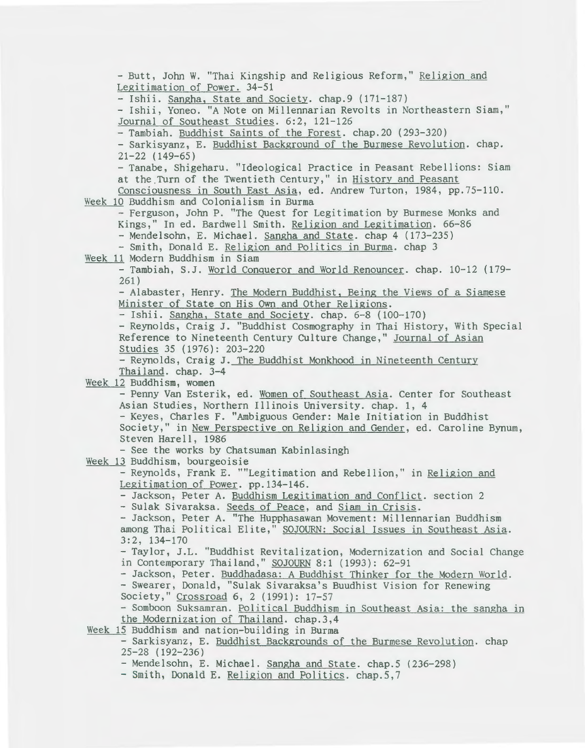- Butt, John W. "Thai Kingship and Religious Reform," Religion and Legitimation of Power. 34-51
- Ishii. Sangha, State and Society. chap.9 (171-187)
- Ishii, Yoneo. "A Note on Millennarian Revolts in Northeastern Siam," Journal of Southeast Studies. 6:2, 121-126
- Tambiah. Buddhist Saints of the Forest. chap.20 (293-320)
- Sarkisyanz, E. Buddhist Background of the Burmese Revolution. chap. 21-22 (149-65)
- Tanabe, Shigeharu. "Ideological Practice in Peasant Rebellions: Siam at the Turn of the Twentieth Century," in History and Peasant Consciousness in South East Asia, ed. Andrew Turton, 1984, pp.75-110.

Week 10 Buddhism and Colonialism in Burma
- Ferguson, John P. "The Quest for Legitimation by Burmese Monks and Kings," In ed. Bardwell Smith. Religion and Legitimation. 66-86
- Mendelsohn, E. Michael. Sangha and State. chap 4 (173-235)
- Smith, Donald E. Religion and Politics in Burma. chap 3

Week 11 Modern Buddhism in Siam
- Tambiah, S.J. World Conqueror and World Renouncer. chap. 10-12 (179-261)
- Alabaster, Henry. The Modern Buddhist, Being the Views of a Siamese Minister of State on His Own and Other Religions.
- Ishii. Sangha, State and Society. chap. 6-8 (100-170)
- Reynolds, Craig J. "Buddhist Cosmography in Thai History, With Special Reference to Nineteenth Century Culture Change," Journal of Asian Studies 35 (1976): 203-220
- Reynolds, Craig J. The Buddhist Monkhood in Nineteenth Century Thailand. chap. 3-4

Week 12 Buddhism, women
- Penny Van Esterik, ed. Women of Southeast Asia. Center for Southeast Asian Studies, Northern Illinois University. chap. 1, 4
- Keyes, Charles F. "Ambiguous Gender: Male Initiation in Buddhist Society," in New Perspective on Religion and Gender, ed. Caroline Bynum, Steven Harell, 1986
- See the works by Chatsuman Kabinlasingh

Week 13 Buddhism, bourgeoisie
- Reynolds, Frank E. ""Legitimation and Rebellion," in Religion and Legitimation of Power. pp.134-146.
- Jackson, Peter A. Buddhism Legitimation and Conflict. section 2
- Sulak Sivaraksa. Seeds of Peace, and Siam in Crisis.
- Jackson, Peter A. "The Hupphasawan Movement: Millennarian Buddhism among Thai Political Elite," SOJOURN: Social Issues in Southeast Asia. 3:2, 134-170
- Taylor, J.L. "Buddhist Revitalization, Modernization and Social Change in Contemporary Thailand," SOJOURN 8:1 (1993): 62-91
- Jackson, Peter. Buddhadasa: A Buddhist Thinker for the Modern World.
- Swearer, Donald, "Sulak Sivaraksa's Buudhist Vision for Renewing Society," Crossroad 6, 2 (1991): 17-57
- Somboon Suksamran. Political Buddhism in Southeast Asia: the sangha in the Modernization of Thailand. chap.3,4

Week 15 Buddhism and nation-building in Burma
- Sarkisyanz, E. Buddhist Backgrounds of the Burmese Revolution. chap 25-28 (192-236)
- Mendelsohn, E. Michael. Sangha and State. chap.5 (236-298)
- Smith, Donald E. Religion and Politics. chap.5,7